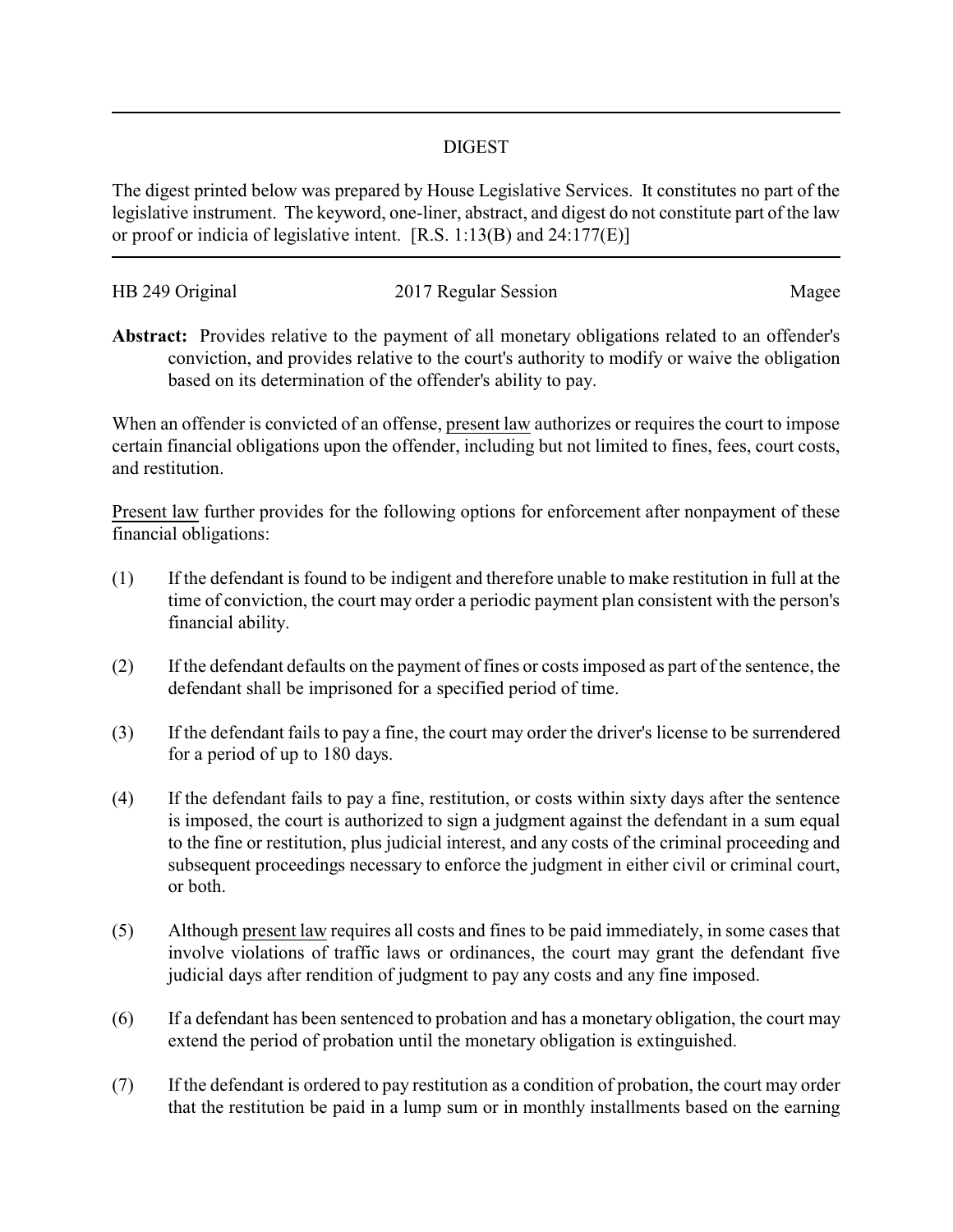# DIGEST

The digest printed below was prepared by House Legislative Services. It constitutes no part of the legislative instrument. The keyword, one-liner, abstract, and digest do not constitute part of the law or proof or indicia of legislative intent. [R.S. 1:13(B) and 24:177(E)]

---

HB 249 Original 2017 Regular Session Magee

**Abstract:** Provides relative to the payment of all monetary obligations related to an offender's conviction, and provides relative to the court's authority to modify or waive the obligation based on its determination of the offender's ability to pay.

When an offender is convicted of an offense, present law authorizes or requires the court to impose certain financial obligations upon the offender, including but not limited to fines, fees, court costs, and restitution.

Present law further provides for the following options for enforcement after nonpayment of these financial obligations:

(1) If the defendant is found to be indigent and therefore unable to make restitution in full at the time of conviction, the court may order a periodic payment plan consistent with the person's financial ability.

(2) If the defendant defaults on the payment of fines or costs imposed as part of the sentence, the defendant shall be imprisoned for a specified period of time.

(3) If the defendant fails to pay a fine, the court may order the driver's license to be surrendered for a period of up to 180 days.

(4) If the defendant fails to pay a fine, restitution, or costs within sixty days after the sentence is imposed, the court is authorized to sign a judgment against the defendant in a sum equal to the fine or restitution, plus judicial interest, and any costs of the criminal proceeding and subsequent proceedings necessary to enforce the judgment in either civil or criminal court, or both.

(5) Although present law requires all costs and fines to be paid immediately, in some cases that involve violations of traffic laws or ordinances, the court may grant the defendant five judicial days after rendition of judgment to pay any costs and any fine imposed.

(6) If a defendant has been sentenced to probation and has a monetary obligation, the court may extend the period of probation until the monetary obligation is extinguished.

(7) If the defendant is ordered to pay restitution as a condition of probation, the court may order that the restitution be paid in a lump sum or in monthly installments based on the earning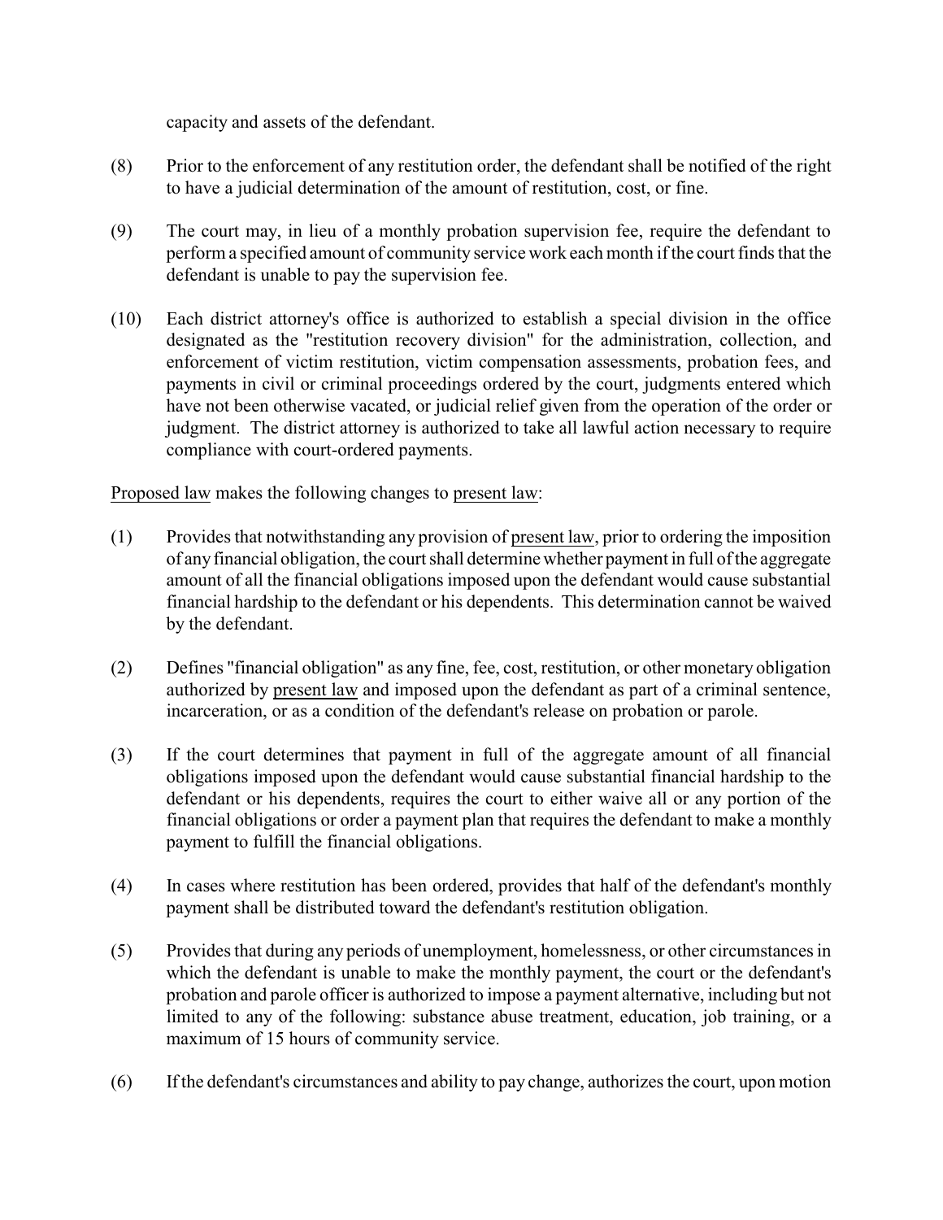capacity and assets of the defendant.

(8) Prior to the enforcement of any restitution order, the defendant shall be notified of the right to have a judicial determination of the amount of restitution, cost, or fine.

(9) The court may, in lieu of a monthly probation supervision fee, require the defendant to perform a specified amount of community service work each month if the court finds that the defendant is unable to pay the supervision fee.

(10) Each district attorney's office is authorized to establish a special division in the office designated as the "restitution recovery division" for the administration, collection, and enforcement of victim restitution, victim compensation assessments, probation fees, and payments in civil or criminal proceedings ordered by the court, judgments entered which have not been otherwise vacated, or judicial relief given from the operation of the order or judgment. The district attorney is authorized to take all lawful action necessary to require compliance with court-ordered payments.

Proposed law makes the following changes to present law:

(1) Provides that notwithstanding any provision of present law, prior to ordering the imposition of any financial obligation, the court shall determine whether payment in full of the aggregate amount of all the financial obligations imposed upon the defendant would cause substantial financial hardship to the defendant or his dependents. This determination cannot be waived by the defendant.

(2) Defines "financial obligation" as any fine, fee, cost, restitution, or other monetary obligation authorized by present law and imposed upon the defendant as part of a criminal sentence, incarceration, or as a condition of the defendant's release on probation or parole.

(3) If the court determines that payment in full of the aggregate amount of all financial obligations imposed upon the defendant would cause substantial financial hardship to the defendant or his dependents, requires the court to either waive all or any portion of the financial obligations or order a payment plan that requires the defendant to make a monthly payment to fulfill the financial obligations.

(4) In cases where restitution has been ordered, provides that half of the defendant's monthly payment shall be distributed toward the defendant's restitution obligation.

(5) Provides that during any periods of unemployment, homelessness, or other circumstances in which the defendant is unable to make the monthly payment, the court or the defendant's probation and parole officer is authorized to impose a payment alternative, including but not limited to any of the following: substance abuse treatment, education, job training, or a maximum of 15 hours of community service.

(6) If the defendant's circumstances and ability to pay change, authorizes the court, upon motion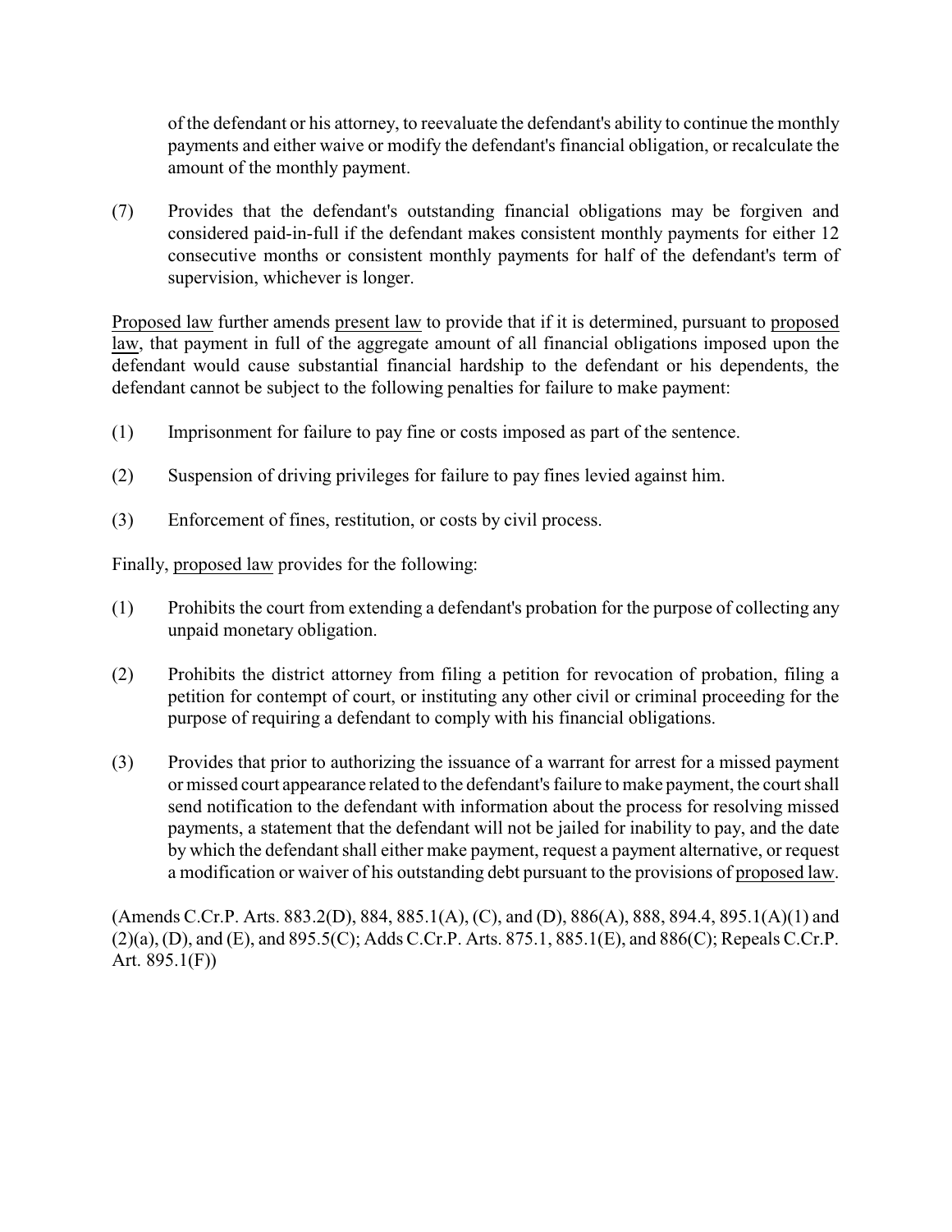of the defendant or his attorney, to reevaluate the defendant's ability to continue the monthly payments and either waive or modify the defendant's financial obligation, or recalculate the amount of the monthly payment.

(7) Provides that the defendant's outstanding financial obligations may be forgiven and considered paid-in-full if the defendant makes consistent monthly payments for either 12 consecutive months or consistent monthly payments for half of the defendant's term of supervision, whichever is longer.

Proposed law further amends present law to provide that if it is determined, pursuant to proposed law, that payment in full of the aggregate amount of all financial obligations imposed upon the defendant would cause substantial financial hardship to the defendant or his dependents, the defendant cannot be subject to the following penalties for failure to make payment:

(1) Imprisonment for failure to pay fine or costs imposed as part of the sentence.

(2) Suspension of driving privileges for failure to pay fines levied against him.

(3) Enforcement of fines, restitution, or costs by civil process.

Finally, proposed law provides for the following:

(1) Prohibits the court from extending a defendant's probation for the purpose of collecting any unpaid monetary obligation.

(2) Prohibits the district attorney from filing a petition for revocation of probation, filing a petition for contempt of court, or instituting any other civil or criminal proceeding for the purpose of requiring a defendant to comply with his financial obligations.

(3) Provides that prior to authorizing the issuance of a warrant for arrest for a missed payment or missed court appearance related to the defendant's failure to make payment, the court shall send notification to the defendant with information about the process for resolving missed payments, a statement that the defendant will not be jailed for inability to pay, and the date by which the defendant shall either make payment, request a payment alternative, or request a modification or waiver of his outstanding debt pursuant to the provisions of proposed law.

(Amends C.Cr.P. Arts. 883.2(D), 884, 885.1(A), (C), and (D), 886(A), 888, 894.4, 895.1(A)(1) and (2)(a), (D), and (E), and 895.5(C); Adds C.Cr.P. Arts. 875.1, 885.1(E), and 886(C); Repeals C.Cr.P. Art. 895.1(F))